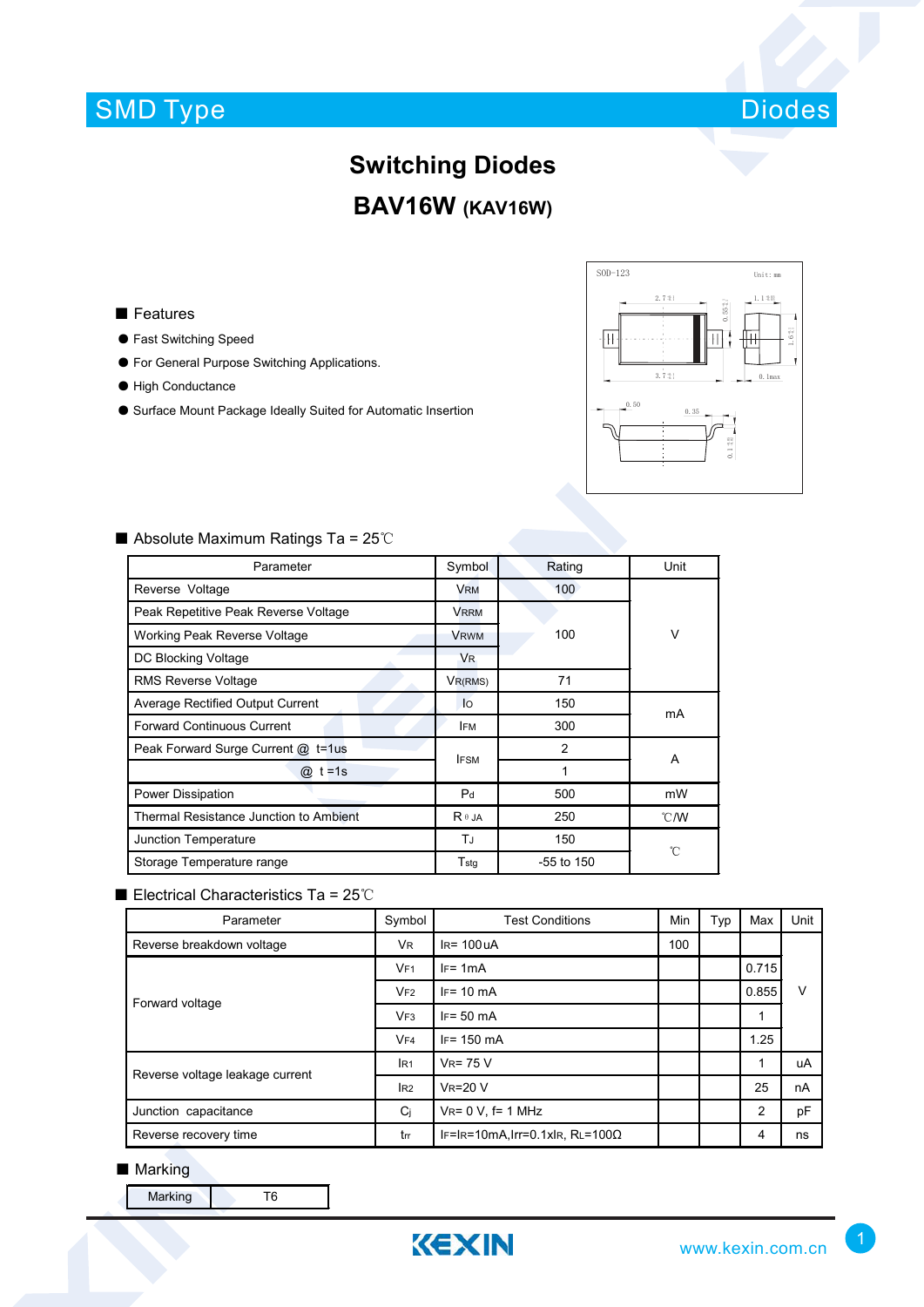SMD Type　　　　　　　　　　　　　　　　　　　　　　　　　　　　　　Diodes

# Switching Diodes

## BAV16W (KAV16W)

### ■ Features

- Fast Switching Speed
- For General Purpose Switching Applications.
- High Conductance
- Surface Mount Package Ideally Suited for Automatic Insertion

### ■ Absolute Maximum Ratings Ta = 25℃

| Parameter | Symbol | Rating | Unit |
|---|---|---|---|
| Reverse Voltage | $V_{RM}$ | 100 | V |
| Peak Repetitive Peak Reverse Voltage | $V_{RRM}$ | 100 | V |
| Working Peak Reverse Voltage | $V_{RWM}$ | | |
| DC Blocking Voltage | $V_R$ | | |
| RMS Reverse Voltage | $V_{R(RMS)}$ | 71 | |
| Average Rectified Output Current | $I_O$ | 150 | mA |
| Forward Continuous Current | $I_{FM}$ | 300 | |
| Peak Forward Surge Current @ t=1us | $I_{FSM}$ | 2 | A |
| @ t =1s | | 1 | |
| Power Dissipation | $P_d$ | 500 | mW |
| Thermal Resistance Junction to Ambient | $R_{\theta JA}$ | 250 | ℃/W |
| Junction Temperature | $T_J$ | 150 | ℃ |
| Storage Temperature range | $T_{stg}$ | -55 to 150 | |

### ■ Electrical Characteristics Ta = 25℃

| Parameter | Symbol | Test Conditions | Min | Typ | Max | Unit |
|---|---|---|---|---|---|---|
| Reverse breakdown voltage | $V_R$ | $I_R$= 100 uA | 100 | | | V |
| Forward voltage | $V_{F1}$ | $I_F$= 1mA | | | 0.715 | |
| | $V_{F2}$ | $I_F$= 10 mA | | | 0.855 | |
| | $V_{F3}$ | $I_F$= 50 mA | | | 1 | |
| | $V_{F4}$ | $I_F$= 150 mA | | | 1.25 | |
| Reverse voltage leakage current | $I_{R1}$ | $V_R$= 75 V | | | 1 | uA |
| | $I_{R2}$ | $V_R$=20 V | | | 25 | nA |
| Junction capacitance | $C_j$ | $V_R$= 0 V, f= 1 MHz | | | 2 | pF |
| Reverse recovery time | $t_{rr}$ | $I_F$=$I_R$=10mA,Irr=0.1x$I_R$, $R_L$=100Ω | | | 4 | ns |

### ■ Marking

| Marking | T6 |
|---|---|

SOD-123　Unit: mm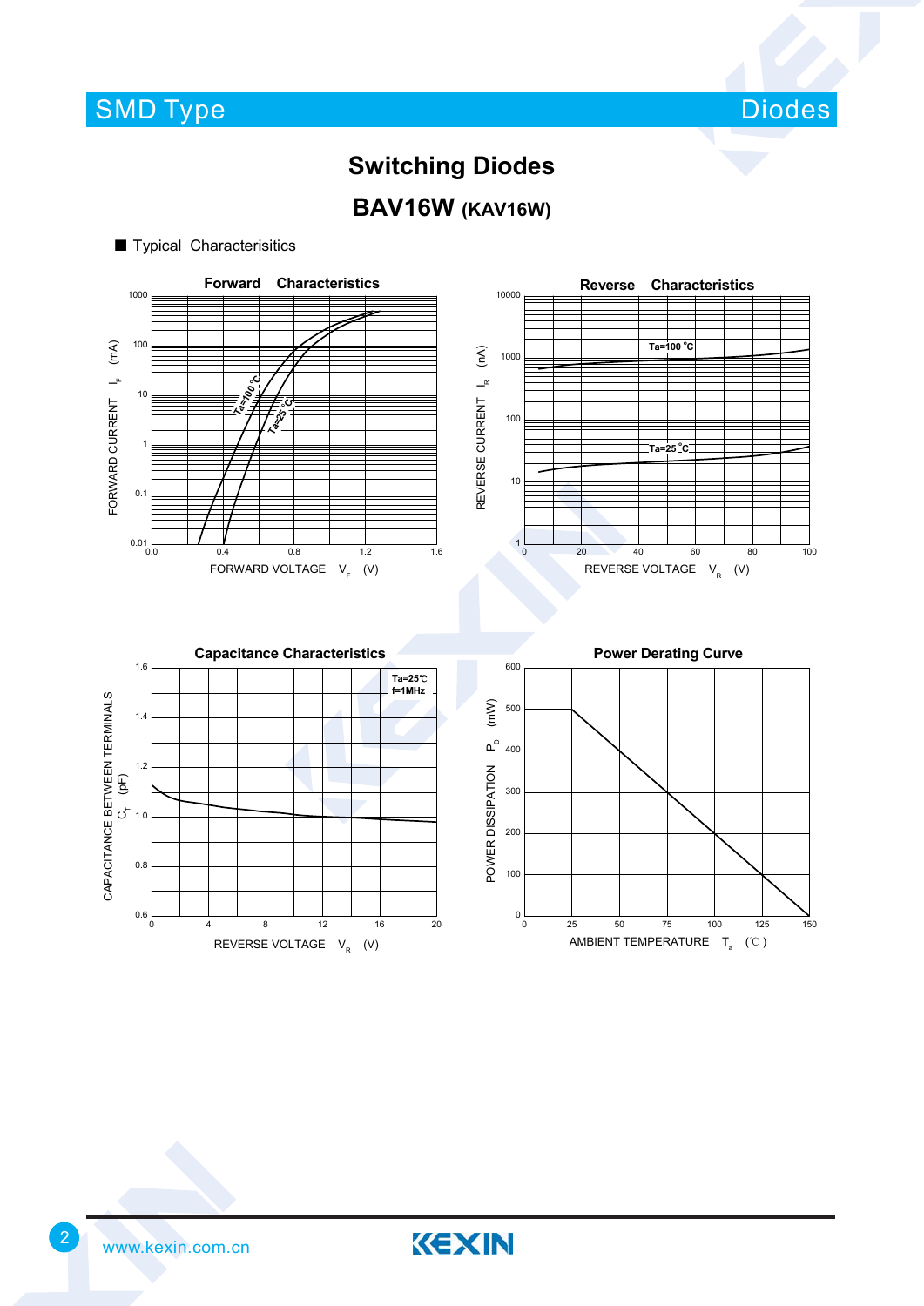# Switching Diodes

## BAV16W (KAV16W)

■ Typical Characterisitics

**Forward Characteristics**

FORWARD CURRENT $I_F$ (mA)

1000
100
10
1
0.1
0.01

0.0 0.4 0.8 1.2 1.6

FORWARD VOLTAGE $V_F$ (V)

Ta=100 °C
Ta=25 °C

**Reverse Characteristics**

REVERSE CURRENT $I_R$ (nA)

10000
1000
100
10
1

0 20 40 60 80 100

REVERSE VOLTAGE $V_R$ (V)

Ta=100 °C
Ta=25 °C

**Capacitance Characteristics**

CAPACITANCE BETWEEN TERMINALS $C_T$ (pF)

1.6
1.4
1.2
1.0
0.8
0.6

0 4 8 12 16 20

REVERSE VOLTAGE $V_R$ (V)

Ta=25℃
f=1MHz

**Power Derating Curve**

POWER DISSIPATION $P_D$ (mW)

600
500
400
300
200
100
0

0 25 50 75 100 125 150

AMBIENT TEMPERATURE $T_a$ (℃)